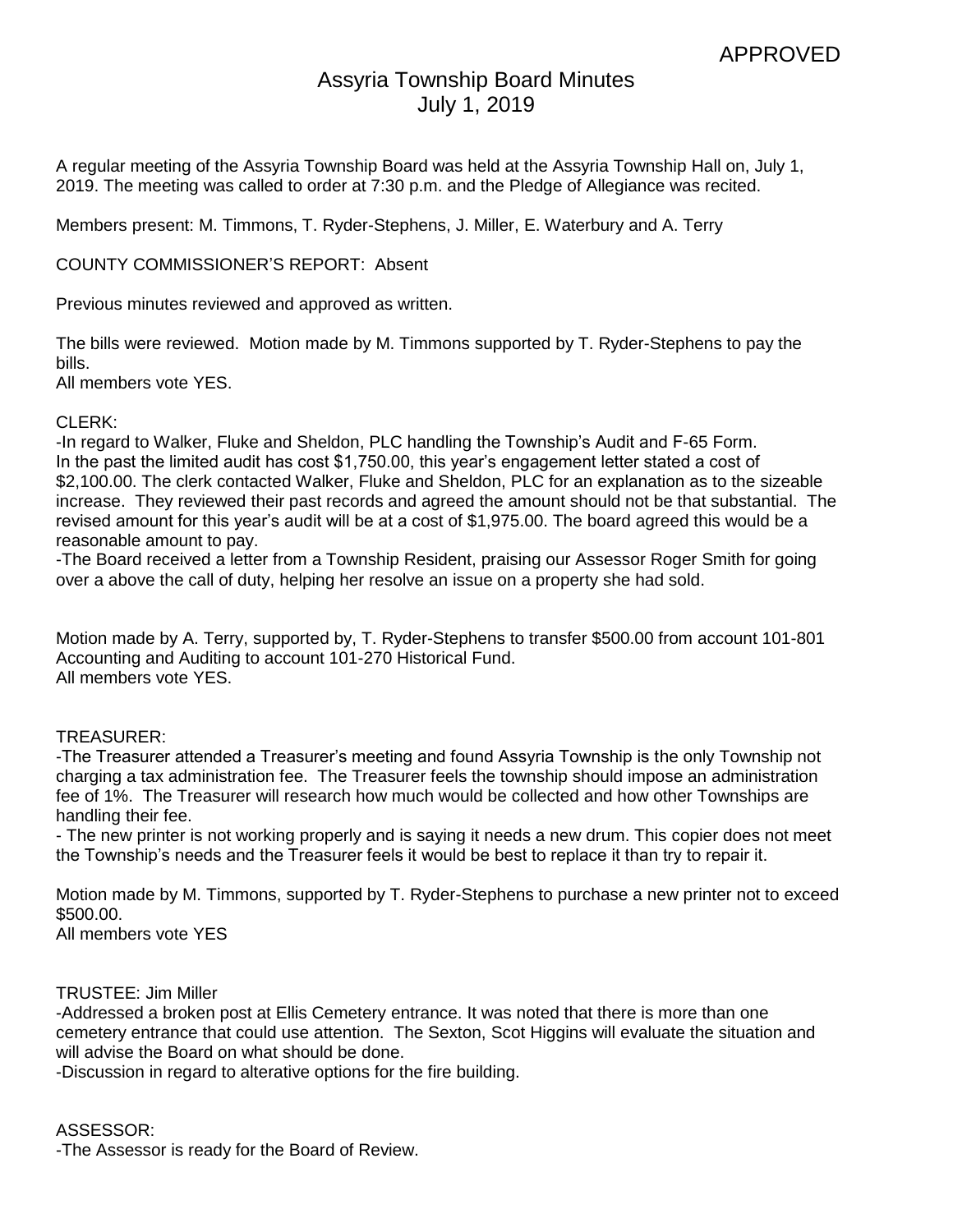APPROVED

# Assyria Township Board Minutes
## July 1, 2019

A regular meeting of the Assyria Township Board was held at the Assyria Township Hall on, July 1, 2019. The meeting was called to order at 7:30 p.m. and the Pledge of Allegiance was recited.

Members present: M. Timmons, T. Ryder-Stephens, J. Miller, E. Waterbury and A. Terry

COUNTY COMMISSIONER'S REPORT: Absent

Previous minutes reviewed and approved as written.

The bills were reviewed. Motion made by M. Timmons supported by T. Ryder-Stephens to pay the bills.
All members vote YES.

CLERK:

-In regard to Walker, Fluke and Sheldon, PLC handling the Township's Audit and F-65 Form. In the past the limited audit has cost $1,750.00, this year's engagement letter stated a cost of $2,100.00. The clerk contacted Walker, Fluke and Sheldon, PLC for an explanation as to the sizeable increase. They reviewed their past records and agreed the amount should not be that substantial. The revised amount for this year's audit will be at a cost of $1,975.00. The board agreed this would be a reasonable amount to pay.

-The Board received a letter from a Township Resident, praising our Assessor Roger Smith for going over a above the call of duty, helping her resolve an issue on a property she had sold.

Motion made by A. Terry, supported by, T. Ryder-Stephens to transfer $500.00 from account 101-801 Accounting and Auditing to account 101-270 Historical Fund.
All members vote YES.

TREASURER:

-The Treasurer attended a Treasurer's meeting and found Assyria Township is the only Township not charging a tax administration fee. The Treasurer feels the township should impose an administration fee of 1%. The Treasurer will research how much would be collected and how other Townships are handling their fee.

- The new printer is not working properly and is saying it needs a new drum. This copier does not meet the Township's needs and the Treasurer feels it would be best to replace it than try to repair it.

Motion made by M. Timmons, supported by T. Ryder-Stephens to purchase a new printer not to exceed $500.00.
All members vote YES

TRUSTEE: Jim Miller

-Addressed a broken post at Ellis Cemetery entrance. It was noted that there is more than one cemetery entrance that could use attention. The Sexton, Scot Higgins will evaluate the situation and will advise the Board on what should be done.

-Discussion in regard to alterative options for the fire building.

ASSESSOR:

-The Assessor is ready for the Board of Review.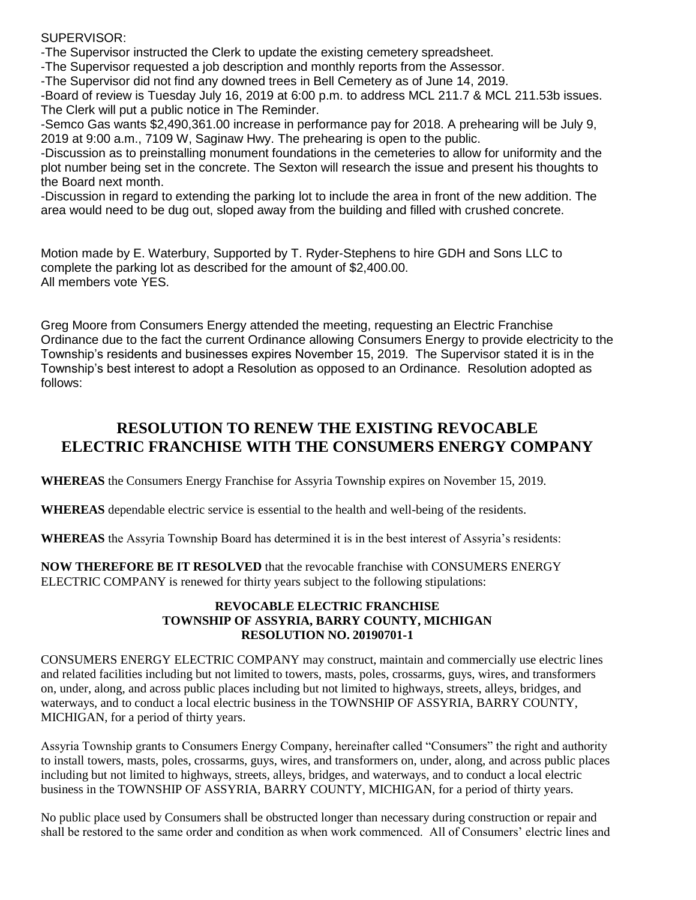SUPERVISOR:

-The Supervisor instructed the Clerk to update the existing cemetery spreadsheet.

-The Supervisor requested a job description and monthly reports from the Assessor.

-The Supervisor did not find any downed trees in Bell Cemetery as of June 14, 2019.

-Board of review is Tuesday July 16, 2019 at 6:00 p.m. to address MCL 211.7 & MCL 211.53b issues. The Clerk will put a public notice in The Reminder.

-Semco Gas wants $2,490,361.00 increase in performance pay for 2018. A prehearing will be July 9, 2019 at 9:00 a.m., 7109 W, Saginaw Hwy. The prehearing is open to the public.

-Discussion as to preinstalling monument foundations in the cemeteries to allow for uniformity and the plot number being set in the concrete. The Sexton will research the issue and present his thoughts to the Board next month.

-Discussion in regard to extending the parking lot to include the area in front of the new addition. The area would need to be dug out, sloped away from the building and filled with crushed concrete.

Motion made by E. Waterbury, Supported by T. Ryder-Stephens to hire GDH and Sons LLC to complete the parking lot as described for the amount of $2,400.00.
All members vote YES.

Greg Moore from Consumers Energy attended the meeting, requesting an Electric Franchise Ordinance due to the fact the current Ordinance allowing Consumers Energy to provide electricity to the Township's residents and businesses expires November 15, 2019. The Supervisor stated it is in the Township's best interest to adopt a Resolution as opposed to an Ordinance. Resolution adopted as follows:

## RESOLUTION TO RENEW THE EXISTING REVOCABLE ELECTRIC FRANCHISE WITH THE CONSUMERS ENERGY COMPANY

**WHEREAS** the Consumers Energy Franchise for Assyria Township expires on November 15, 2019.

**WHEREAS** dependable electric service is essential to the health and well-being of the residents.

**WHEREAS** the Assyria Township Board has determined it is in the best interest of Assyria's residents:

**NOW THEREFORE BE IT RESOLVED** that the revocable franchise with CONSUMERS ENERGY ELECTRIC COMPANY is renewed for thirty years subject to the following stipulations:

### REVOCABLE ELECTRIC FRANCHISE
### TOWNSHIP OF ASSYRIA, BARRY COUNTY, MICHIGAN
### RESOLUTION NO. 20190701-1

CONSUMERS ENERGY ELECTRIC COMPANY may construct, maintain and commercially use electric lines and related facilities including but not limited to towers, masts, poles, crossarms, guys, wires, and transformers on, under, along, and across public places including but not limited to highways, streets, alleys, bridges, and waterways, and to conduct a local electric business in the TOWNSHIP OF ASSYRIA, BARRY COUNTY, MICHIGAN, for a period of thirty years.

Assyria Township grants to Consumers Energy Company, hereinafter called "Consumers" the right and authority to install towers, masts, poles, crossarms, guys, wires, and transformers on, under, along, and across public places including but not limited to highways, streets, alleys, bridges, and waterways, and to conduct a local electric business in the TOWNSHIP OF ASSYRIA, BARRY COUNTY, MICHIGAN, for a period of thirty years.

No public place used by Consumers shall be obstructed longer than necessary during construction or repair and shall be restored to the same order and condition as when work commenced. All of Consumers' electric lines and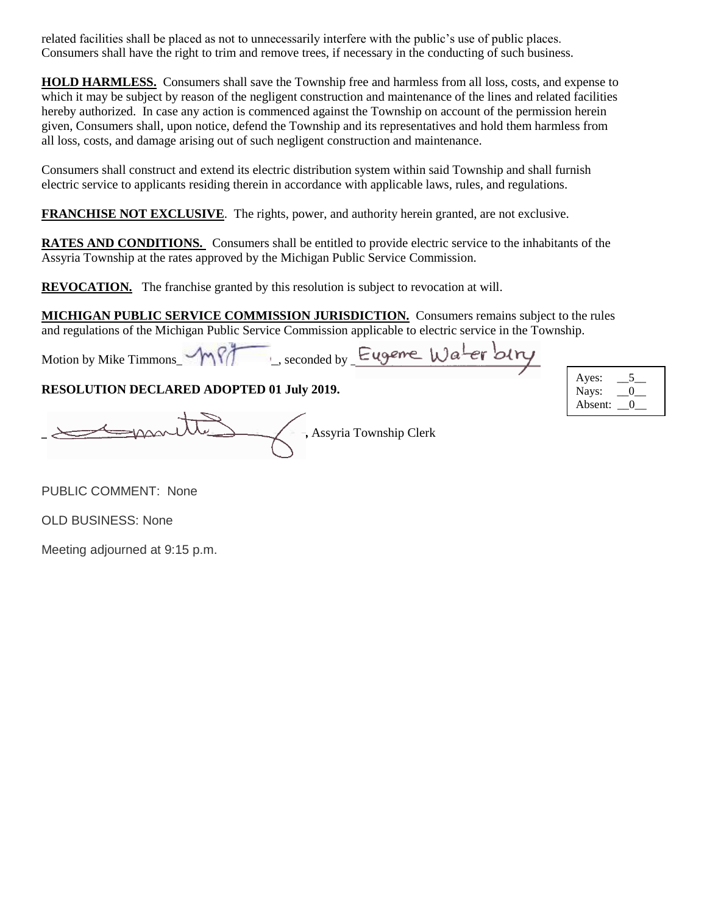related facilities shall be placed as not to unnecessarily interfere with the public's use of public places. Consumers shall have the right to trim and remove trees, if necessary in the conducting of such business.

**HOLD HARMLESS.** Consumers shall save the Township free and harmless from all loss, costs, and expense to which it may be subject by reason of the negligent construction and maintenance of the lines and related facilities hereby authorized. In case any action is commenced against the Township on account of the permission herein given, Consumers shall, upon notice, defend the Township and its representatives and hold them harmless from all loss, costs, and damage arising out of such negligent construction and maintenance.

Consumers shall construct and extend its electric distribution system within said Township and shall furnish electric service to applicants residing therein in accordance with applicable laws, rules, and regulations.

**FRANCHISE NOT EXCLUSIVE**. The rights, power, and authority herein granted, are not exclusive.

**RATES AND CONDITIONS.** Consumers shall be entitled to provide electric service to the inhabitants of the Assyria Township at the rates approved by the Michigan Public Service Commission.

**REVOCATION.** The franchise granted by this resolution is subject to revocation at will.

**MICHIGAN PUBLIC SERVICE COMMISSION JURISDICTION.** Consumers remains subject to the rules and regulations of the Michigan Public Service Commission applicable to electric service in the Township.

Motion by Mike Timmons_ MPT _, seconded by _Eugene Waterbury

**RESOLUTION DECLARED ADOPTED 01 July 2019.**

Ayes: __5__
Nays: __0__
Absent: __0__

_______________, Assyria Township Clerk

PUBLIC COMMENT: None

OLD BUSINESS: None

Meeting adjourned at 9:15 p.m.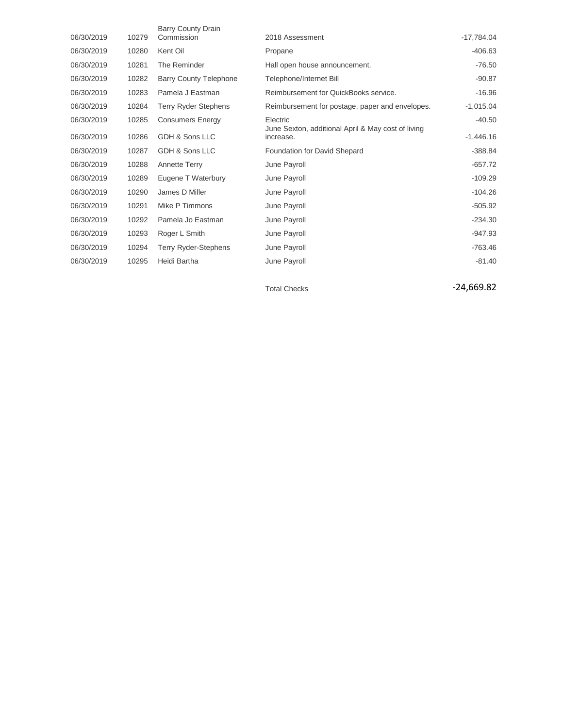| | | | | |
|---|---|---|---|---|
| 06/30/2019 | 10279 | Barry County Drain Commission | 2018 Assessment | -17,784.04 |
| 06/30/2019 | 10280 | Kent Oil | Propane | -406.63 |
| 06/30/2019 | 10281 | The Reminder | Hall open house announcement. | -76.50 |
| 06/30/2019 | 10282 | Barry County Telephone | Telephone/Internet Bill | -90.87 |
| 06/30/2019 | 10283 | Pamela J Eastman | Reimbursement for QuickBooks service. | -16.96 |
| 06/30/2019 | 10284 | Terry Ryder Stephens | Reimbursement for postage, paper and envelopes. | -1,015.04 |
| 06/30/2019 | 10285 | Consumers Energy | Electric | -40.50 |
| 06/30/2019 | 10286 | GDH & Sons LLC | June Sexton, additional April & May cost of living increase. | -1,446.16 |
| 06/30/2019 | 10287 | GDH & Sons LLC | Foundation for David Shepard | -388.84 |
| 06/30/2019 | 10288 | Annette Terry | June Payroll | -657.72 |
| 06/30/2019 | 10289 | Eugene T Waterbury | June Payroll | -109.29 |
| 06/30/2019 | 10290 | James D Miller | June Payroll | -104.26 |
| 06/30/2019 | 10291 | Mike P Timmons | June Payroll | -505.92 |
| 06/30/2019 | 10292 | Pamela Jo Eastman | June Payroll | -234.30 |
| 06/30/2019 | 10293 | Roger L Smith | June Payroll | -947.93 |
| 06/30/2019 | 10294 | Terry Ryder-Stephens | June Payroll | -763.46 |
| 06/30/2019 | 10295 | Heidi Bartha | June Payroll | -81.40 |
| | | | Total Checks | -24,669.82 |